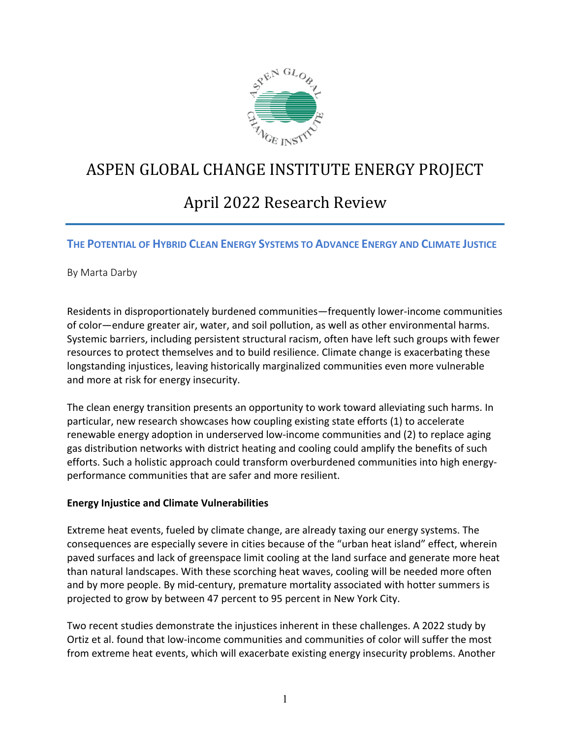# ASPEN GLOBAL CHANGE INSTITUTE ENERGY PROJECT

# April 2022 Research Review

## THE POTENTIAL OF HYBRID CLEAN ENERGY SYSTEMS TO ADVANCE ENERGY AND CLIMATE JUSTICE

By Marta Darby

Residents in disproportionately burdened communities—frequently lower-income communities of color—endure greater air, water, and soil pollution, as well as other environmental harms. Systemic barriers, including persistent structural racism, often have left such groups with fewer resources to protect themselves and to build resilience. Climate change is exacerbating these longstanding injustices, leaving historically marginalized communities even more vulnerable and more at risk for energy insecurity.

The clean energy transition presents an opportunity to work toward alleviating such harms. In particular, new research showcases how coupling existing state efforts (1) to accelerate renewable energy adoption in underserved low-income communities and (2) to replace aging gas distribution networks with district heating and cooling could amplify the benefits of such efforts. Such a holistic approach could transform overburdened communities into high energy-performance communities that are safer and more resilient.

### Energy Injustice and Climate Vulnerabilities

Extreme heat events, fueled by climate change, are already taxing our energy systems. The consequences are especially severe in cities because of the "urban heat island" effect, wherein paved surfaces and lack of greenspace limit cooling at the land surface and generate more heat than natural landscapes. With these scorching heat waves, cooling will be needed more often and by more people. By mid-century, premature mortality associated with hotter summers is projected to grow by between 47 percent to 95 percent in New York City.

Two recent studies demonstrate the injustices inherent in these challenges. A 2022 study by Ortiz et al. found that low-income communities and communities of color will suffer the most from extreme heat events, which will exacerbate existing energy insecurity problems. Another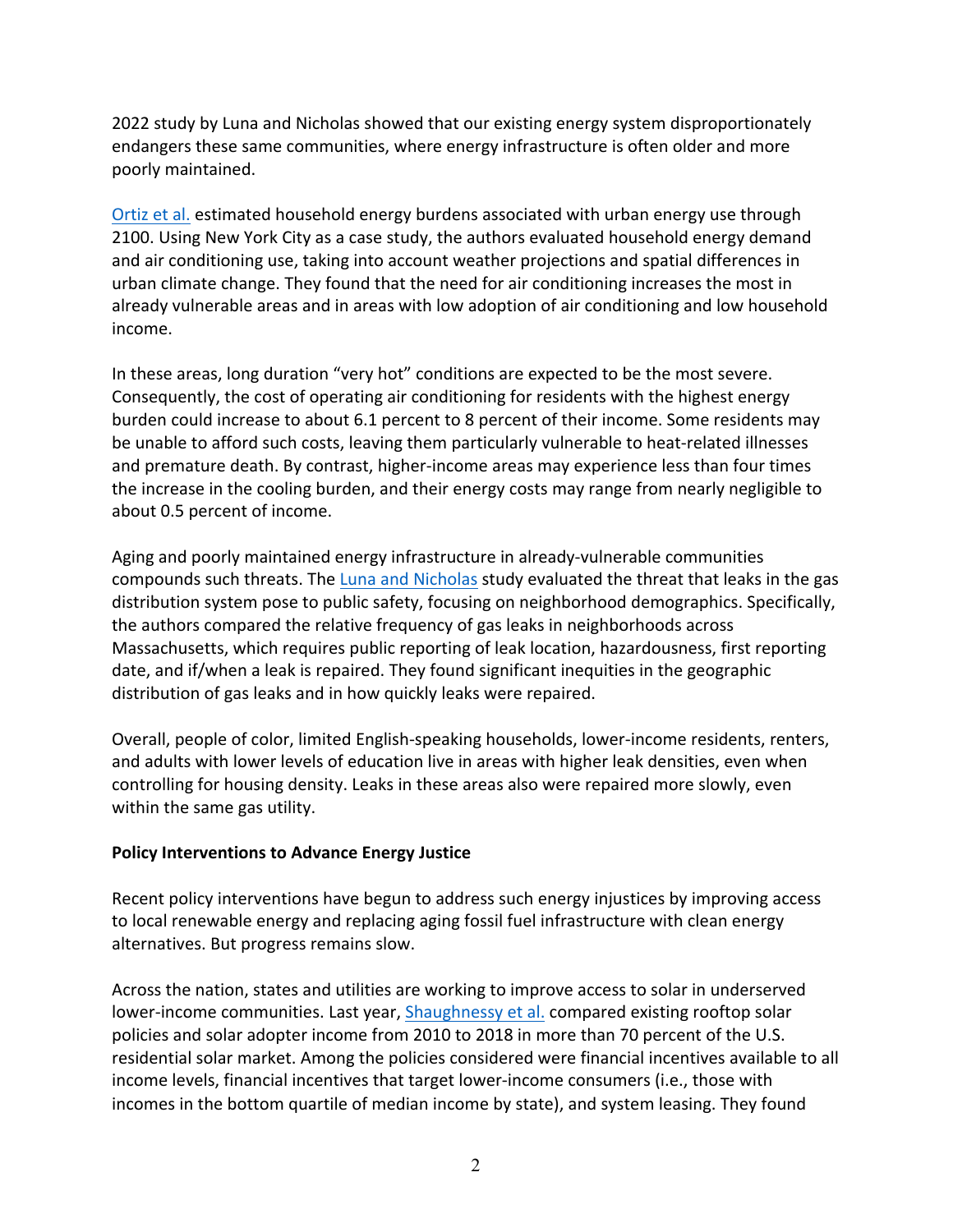2022 study by Luna and Nicholas showed that our existing energy system disproportionately endangers these same communities, where energy infrastructure is often older and more poorly maintained.

Ortiz et al. estimated household energy burdens associated with urban energy use through 2100. Using New York City as a case study, the authors evaluated household energy demand and air conditioning use, taking into account weather projections and spatial differences in urban climate change. They found that the need for air conditioning increases the most in already vulnerable areas and in areas with low adoption of air conditioning and low household income.

In these areas, long duration "very hot" conditions are expected to be the most severe. Consequently, the cost of operating air conditioning for residents with the highest energy burden could increase to about 6.1 percent to 8 percent of their income. Some residents may be unable to afford such costs, leaving them particularly vulnerable to heat-related illnesses and premature death. By contrast, higher-income areas may experience less than four times the increase in the cooling burden, and their energy costs may range from nearly negligible to about 0.5 percent of income.

Aging and poorly maintained energy infrastructure in already-vulnerable communities compounds such threats. The Luna and Nicholas study evaluated the threat that leaks in the gas distribution system pose to public safety, focusing on neighborhood demographics. Specifically, the authors compared the relative frequency of gas leaks in neighborhoods across Massachusetts, which requires public reporting of leak location, hazardousness, first reporting date, and if/when a leak is repaired. They found significant inequities in the geographic distribution of gas leaks and in how quickly leaks were repaired.

Overall, people of color, limited English-speaking households, lower-income residents, renters, and adults with lower levels of education live in areas with higher leak densities, even when controlling for housing density. Leaks in these areas also were repaired more slowly, even within the same gas utility.

**Policy Interventions to Advance Energy Justice**

Recent policy interventions have begun to address such energy injustices by improving access to local renewable energy and replacing aging fossil fuel infrastructure with clean energy alternatives. But progress remains slow.

Across the nation, states and utilities are working to improve access to solar in underserved lower-income communities. Last year, Shaughnessy et al. compared existing rooftop solar policies and solar adopter income from 2010 to 2018 in more than 70 percent of the U.S. residential solar market. Among the policies considered were financial incentives available to all income levels, financial incentives that target lower-income consumers (i.e., those with incomes in the bottom quartile of median income by state), and system leasing. They found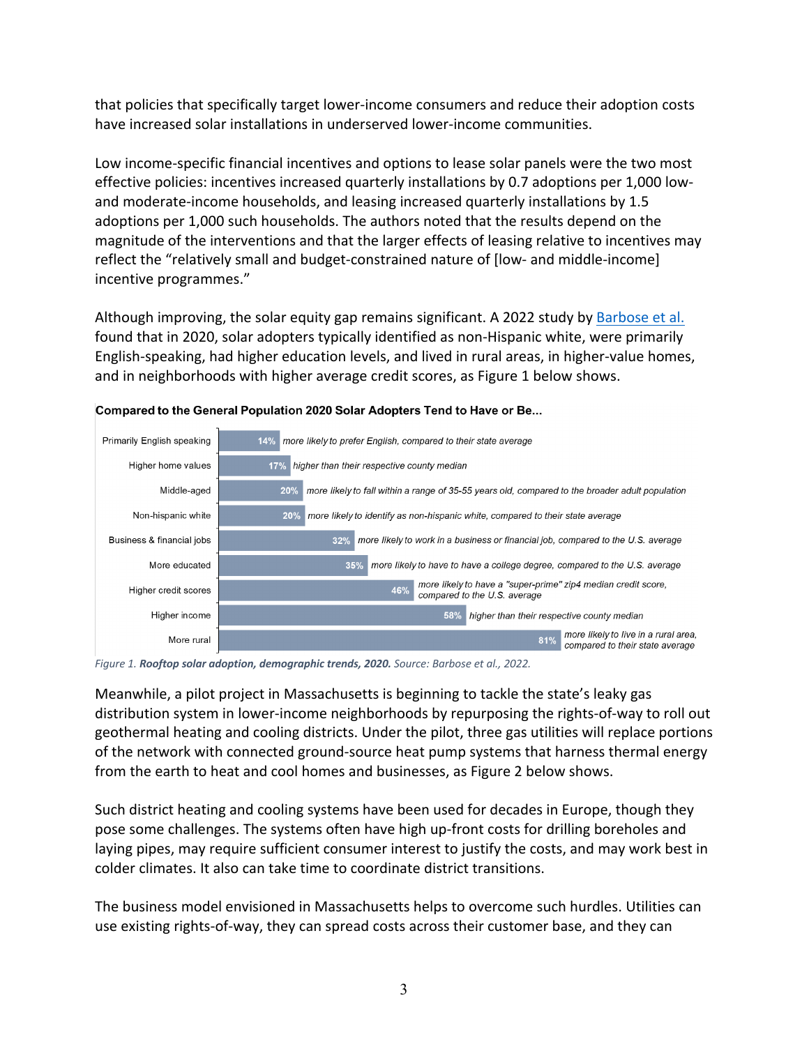that policies that specifically target lower-income consumers and reduce their adoption costs have increased solar installations in underserved lower-income communities.

Low income-specific financial incentives and options to lease solar panels were the two most effective policies: incentives increased quarterly installations by 0.7 adoptions per 1,000 low- and moderate-income households, and leasing increased quarterly installations by 1.5 adoptions per 1,000 such households. The authors noted that the results depend on the magnitude of the interventions and that the larger effects of leasing relative to incentives may reflect the "relatively small and budget-constrained nature of [low- and middle-income] incentive programmes."

Although improving, the solar equity gap remains significant. A 2022 study by Barbose et al. found that in 2020, solar adopters typically identified as non-Hispanic white, were primarily English-speaking, had higher education levels, and lived in rural areas, in higher-value homes, and in neighborhoods with higher average credit scores, as Figure 1 below shows.

**Compared to the General Population 2020 Solar Adopters Tend to Have or Be...**

| Characteristic | Value | Description |
| --- | --- | --- |
| Primarily English speaking | 14% | more likely to prefer English, compared to their state average |
| Higher home values | 17% | higher than their respective county median |
| Middle-aged | 20% | more likely to fall within a range of 35-55 years old, compared to the broader adult population |
| Non-hispanic white | 20% | more likely to identify as non-hispanic white, compared to their state average |
| Business & financial jobs | 32% | more likely to work in a business or financial job, compared to the U.S. average |
| More educated | 35% | more likely to have to have a college degree, compared to the U.S. average |
| Higher credit scores | 46% | more likely to have a "super-prime" zip4 median credit score, compared to the U.S. average |
| Higher income | 58% | higher than their respective county median |
| More rural | 81% | more likely to live in a rural area, compared to their state average |

*Figure 1. **Rooftop solar adoption, demographic trends, 2020.** Source: Barbose et al., 2022.*

Meanwhile, a pilot project in Massachusetts is beginning to tackle the state's leaky gas distribution system in lower-income neighborhoods by repurposing the rights-of-way to roll out geothermal heating and cooling districts. Under the pilot, three gas utilities will replace portions of the network with connected ground-source heat pump systems that harness thermal energy from the earth to heat and cool homes and businesses, as Figure 2 below shows.

Such district heating and cooling systems have been used for decades in Europe, though they pose some challenges. The systems often have high up-front costs for drilling boreholes and laying pipes, may require sufficient consumer interest to justify the costs, and may work best in colder climates. It also can take time to coordinate district transitions.

The business model envisioned in Massachusetts helps to overcome such hurdles. Utilities can use existing rights-of-way, they can spread costs across their customer base, and they can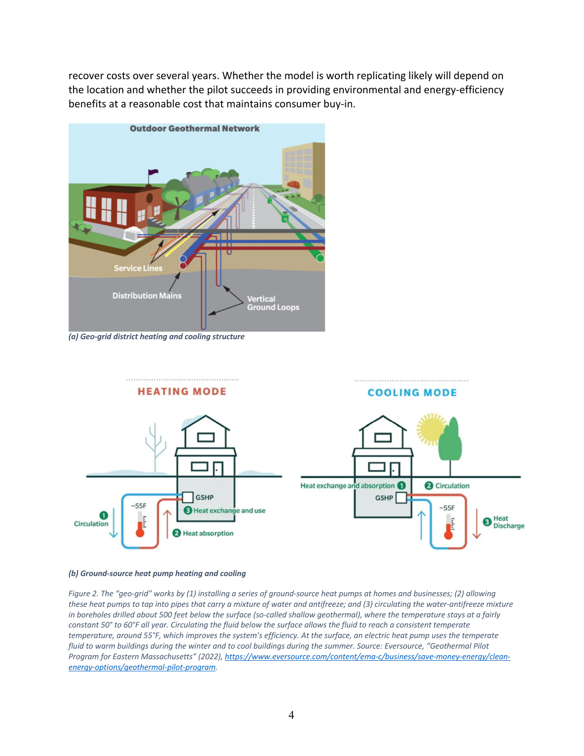recover costs over several years. Whether the model is worth replicating likely will depend on the location and whether the pilot succeeds in providing environmental and energy-efficiency benefits at a reasonable cost that maintains consumer buy-in.

*(a) Geo-grid district heating and cooling structure*

*(b) Ground-source heat pump heating and cooling*

*Figure 2. The "geo-grid" works by (1) installing a series of ground-source heat pumps at homes and businesses; (2) allowing these heat pumps to tap into pipes that carry a mixture of water and antifreeze; and (3) circulating the water-antifreeze mixture in boreholes drilled about 500 feet below the surface (so-called shallow geothermal), where the temperature stays at a fairly constant 50° to 60°F all year. Circulating the fluid below the surface allows the fluid to reach a consistent temperate temperature, around 55°F, which improves the system's efficiency. At the surface, an electric heat pump uses the temperate fluid to warm buildings during the winter and to cool buildings during the summer. Source: Eversource, "Geothermal Pilot Program for Eastern Massachusetts" (2022), [https://www.eversource.com/content/ema-c/business/save-money-energy/clean-energy-options/geothermal-pilot-program](https://www.eversource.com/content/ema-c/business/save-money-energy/clean-energy-options/geothermal-pilot-program).*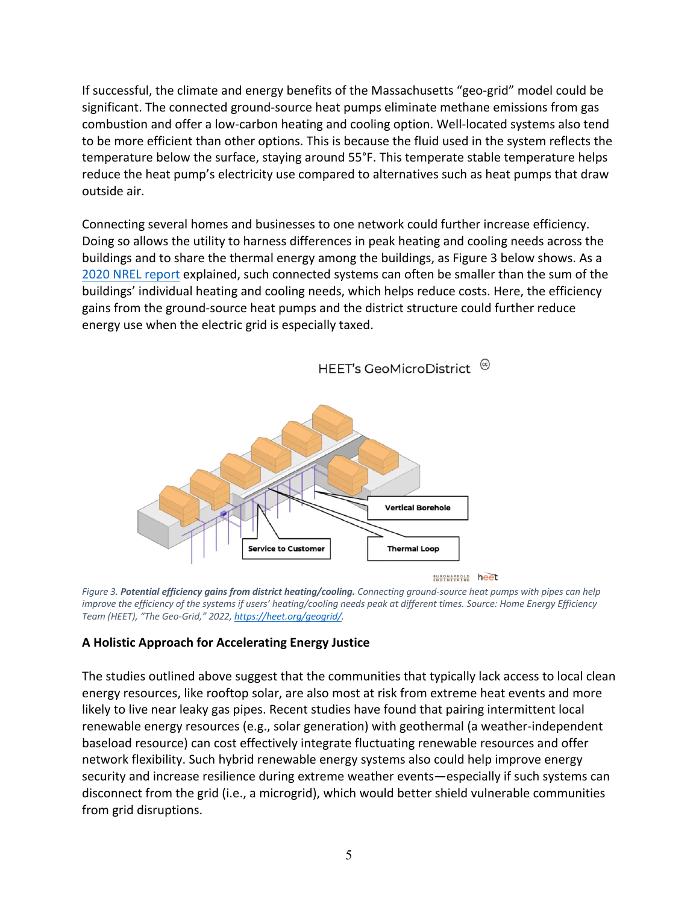If successful, the climate and energy benefits of the Massachusetts "geo-grid" model could be significant. The connected ground-source heat pumps eliminate methane emissions from gas combustion and offer a low-carbon heating and cooling option. Well-located systems also tend to be more efficient than other options. This is because the fluid used in the system reflects the temperature below the surface, staying around 55°F. This temperate stable temperature helps reduce the heat pump's electricity use compared to alternatives such as heat pumps that draw outside air.

Connecting several homes and businesses to one network could further increase efficiency. Doing so allows the utility to harness differences in peak heating and cooling needs across the buildings and to share the thermal energy among the buildings, as Figure 3 below shows. As a 2020 NREL report explained, such connected systems can often be smaller than the sum of the buildings' individual heating and cooling needs, which helps reduce costs. Here, the efficiency gains from the ground-source heat pumps and the district structure could further reduce energy use when the electric grid is especially taxed.

*Figure 3.* ***Potential efficiency gains from district heating/cooling.*** *Connecting ground-source heat pumps with pipes can help improve the efficiency of the systems if users' heating/cooling needs peak at different times. Source: Home Energy Efficiency Team (HEET), "The Geo-Grid," 2022, https://heet.org/geogrid/.*

**A Holistic Approach for Accelerating Energy Justice**

The studies outlined above suggest that the communities that typically lack access to local clean energy resources, like rooftop solar, are also most at risk from extreme heat events and more likely to live near leaky gas pipes. Recent studies have found that pairing intermittent local renewable energy resources (e.g., solar generation) with geothermal (a weather-independent baseload resource) can cost effectively integrate fluctuating renewable resources and offer network flexibility. Such hybrid renewable energy systems also could help improve energy security and increase resilience during extreme weather events—especially if such systems can disconnect from the grid (i.e., a microgrid), which would better shield vulnerable communities from grid disruptions.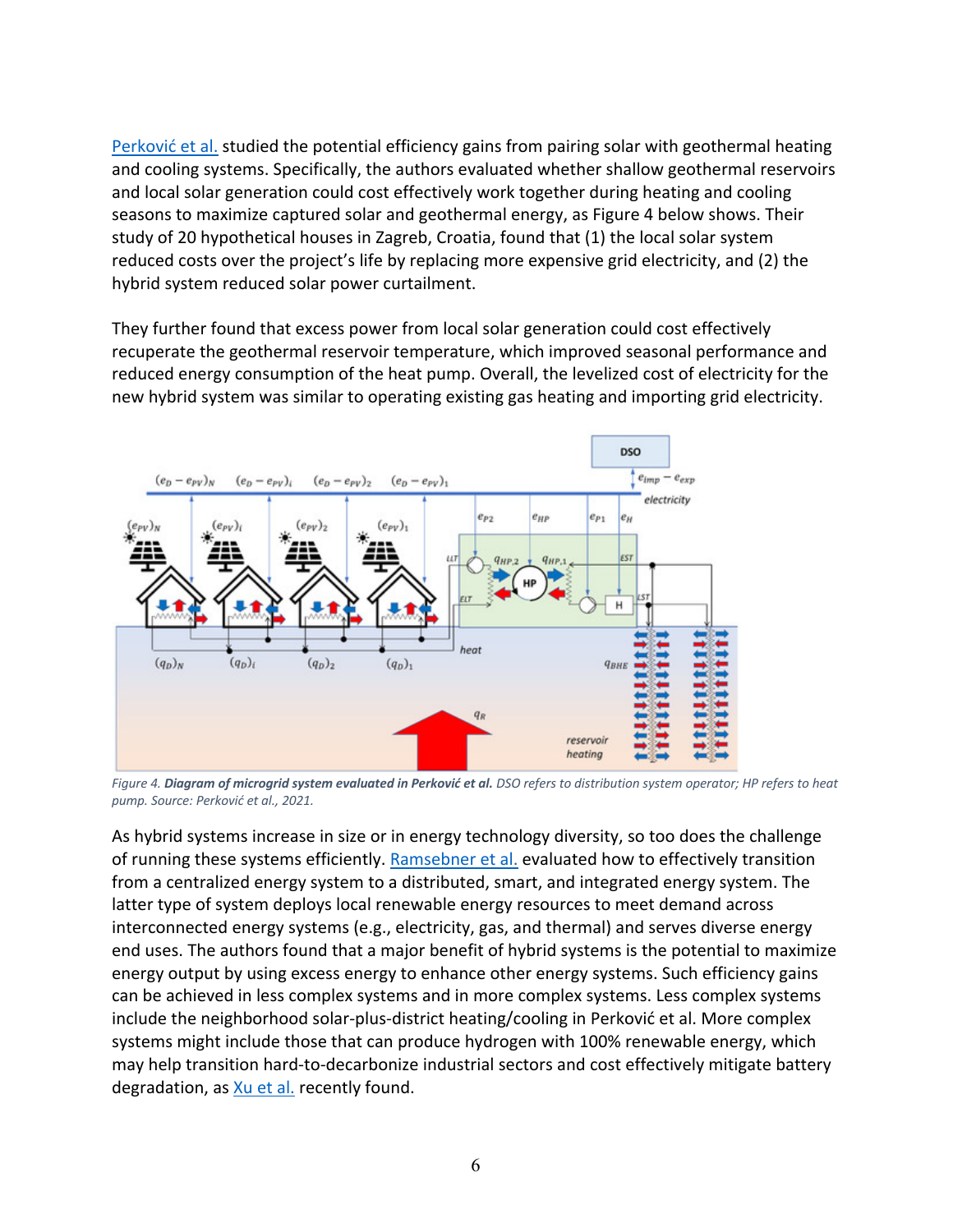Perković et al. studied the potential efficiency gains from pairing solar with geothermal heating and cooling systems. Specifically, the authors evaluated whether shallow geothermal reservoirs and local solar generation could cost effectively work together during heating and cooling seasons to maximize captured solar and geothermal energy, as Figure 4 below shows. Their study of 20 hypothetical houses in Zagreb, Croatia, found that (1) the local solar system reduced costs over the project's life by replacing more expensive grid electricity, and (2) the hybrid system reduced solar power curtailment.

They further found that excess power from local solar generation could cost effectively recuperate the geothermal reservoir temperature, which improved seasonal performance and reduced energy consumption of the heat pump. Overall, the levelized cost of electricity for the new hybrid system was similar to operating existing gas heating and importing grid electricity.

*Figure 4.* ***Diagram of microgrid system evaluated in Perković et al.*** *DSO refers to distribution system operator; HP refers to heat pump. Source: Perković et al., 2021.*

As hybrid systems increase in size or in energy technology diversity, so too does the challenge of running these systems efficiently. Ramsebner et al. evaluated how to effectively transition from a centralized energy system to a distributed, smart, and integrated energy system. The latter type of system deploys local renewable energy resources to meet demand across interconnected energy systems (e.g., electricity, gas, and thermal) and serves diverse energy end uses. The authors found that a major benefit of hybrid systems is the potential to maximize energy output by using excess energy to enhance other energy systems. Such efficiency gains can be achieved in less complex systems and in more complex systems. Less complex systems include the neighborhood solar-plus-district heating/cooling in Perković et al. More complex systems might include those that can produce hydrogen with 100% renewable energy, which may help transition hard-to-decarbonize industrial sectors and cost effectively mitigate battery degradation, as Xu et al. recently found.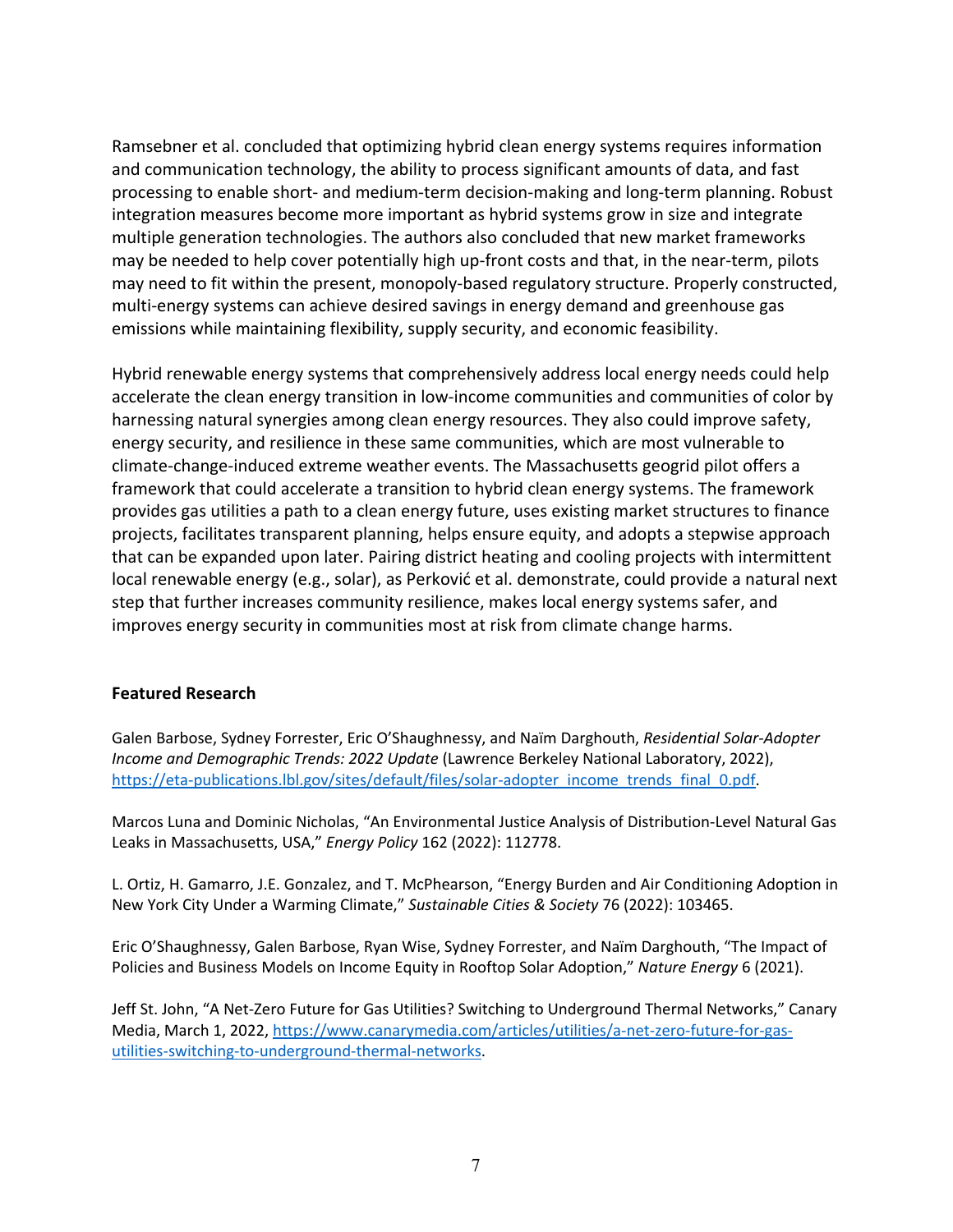Ramsebner et al. concluded that optimizing hybrid clean energy systems requires information and communication technology, the ability to process significant amounts of data, and fast processing to enable short- and medium-term decision-making and long-term planning. Robust integration measures become more important as hybrid systems grow in size and integrate multiple generation technologies. The authors also concluded that new market frameworks may be needed to help cover potentially high up-front costs and that, in the near-term, pilots may need to fit within the present, monopoly-based regulatory structure. Properly constructed, multi-energy systems can achieve desired savings in energy demand and greenhouse gas emissions while maintaining flexibility, supply security, and economic feasibility.

Hybrid renewable energy systems that comprehensively address local energy needs could help accelerate the clean energy transition in low-income communities and communities of color by harnessing natural synergies among clean energy resources. They also could improve safety, energy security, and resilience in these same communities, which are most vulnerable to climate-change-induced extreme weather events. The Massachusetts geogrid pilot offers a framework that could accelerate a transition to hybrid clean energy systems. The framework provides gas utilities a path to a clean energy future, uses existing market structures to finance projects, facilitates transparent planning, helps ensure equity, and adopts a stepwise approach that can be expanded upon later. Pairing district heating and cooling projects with intermittent local renewable energy (e.g., solar), as Perković et al. demonstrate, could provide a natural next step that further increases community resilience, makes local energy systems safer, and improves energy security in communities most at risk from climate change harms.

## Featured Research

Galen Barbose, Sydney Forrester, Eric O'Shaughnessy, and Naïm Darghouth, *Residential Solar-Adopter Income and Demographic Trends: 2022 Update* (Lawrence Berkeley National Laboratory, 2022), https://eta-publications.lbl.gov/sites/default/files/solar-adopter_income_trends_final_0.pdf.

Marcos Luna and Dominic Nicholas, "An Environmental Justice Analysis of Distribution-Level Natural Gas Leaks in Massachusetts, USA," *Energy Policy* 162 (2022): 112778.

L. Ortiz, H. Gamarro, J.E. Gonzalez, and T. McPhearson, "Energy Burden and Air Conditioning Adoption in New York City Under a Warming Climate," *Sustainable Cities & Society* 76 (2022): 103465.

Eric O'Shaughnessy, Galen Barbose, Ryan Wise, Sydney Forrester, and Naïm Darghouth, "The Impact of Policies and Business Models on Income Equity in Rooftop Solar Adoption," *Nature Energy* 6 (2021).

Jeff St. John, "A Net-Zero Future for Gas Utilities? Switching to Underground Thermal Networks," Canary Media, March 1, 2022, https://www.canarymedia.com/articles/utilities/a-net-zero-future-for-gas-utilities-switching-to-underground-thermal-networks.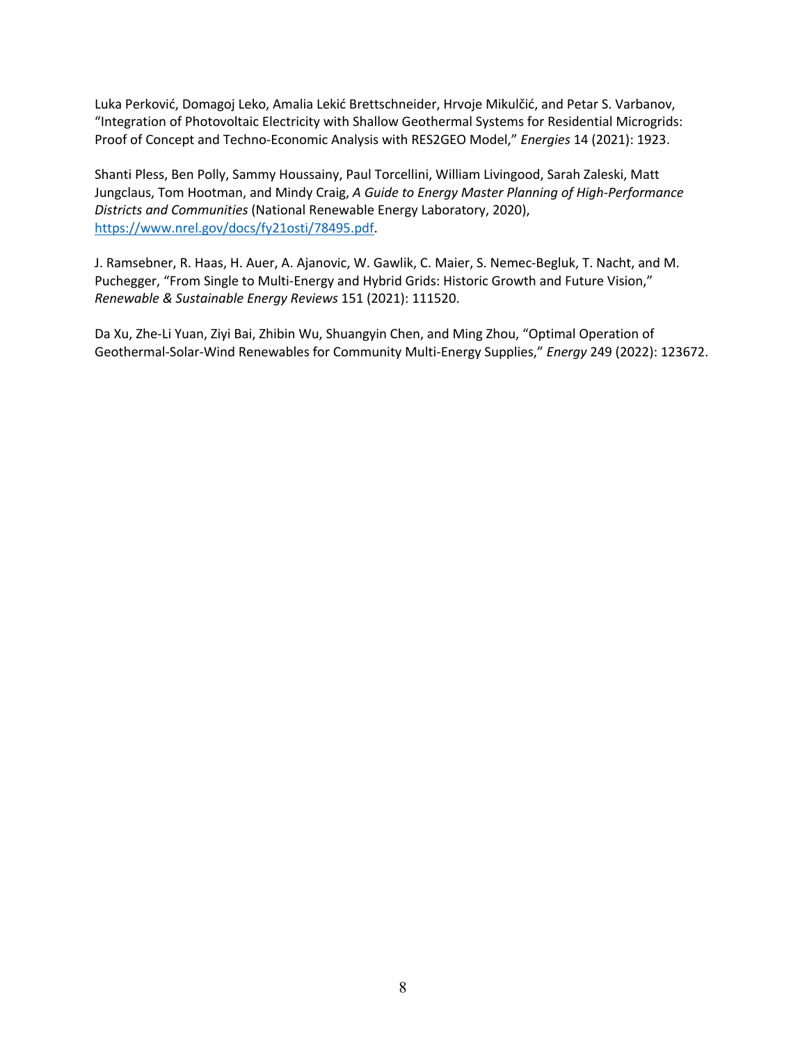Luka Perković, Domagoj Leko, Amalia Lekić Brettschneider, Hrvoje Mikulčić, and Petar S. Varbanov, "Integration of Photovoltaic Electricity with Shallow Geothermal Systems for Residential Microgrids: Proof of Concept and Techno-Economic Analysis with RES2GEO Model," *Energies* 14 (2021): 1923.

Shanti Pless, Ben Polly, Sammy Houssainy, Paul Torcellini, William Livingood, Sarah Zaleski, Matt Jungclaus, Tom Hootman, and Mindy Craig, *A Guide to Energy Master Planning of High-Performance Districts and Communities* (National Renewable Energy Laboratory, 2020), [https://www.nrel.gov/docs/fy21osti/78495.pdf](https://www.nrel.gov/docs/fy21osti/78495.pdf).

J. Ramsebner, R. Haas, H. Auer, A. Ajanovic, W. Gawlik, C. Maier, S. Nemec-Begluk, T. Nacht, and M. Puchegger, "From Single to Multi-Energy and Hybrid Grids: Historic Growth and Future Vision," *Renewable & Sustainable Energy Reviews* 151 (2021): 111520.

Da Xu, Zhe-Li Yuan, Ziyi Bai, Zhibin Wu, Shuangyin Chen, and Ming Zhou, "Optimal Operation of Geothermal-Solar-Wind Renewables for Community Multi-Energy Supplies," *Energy* 249 (2022): 123672.